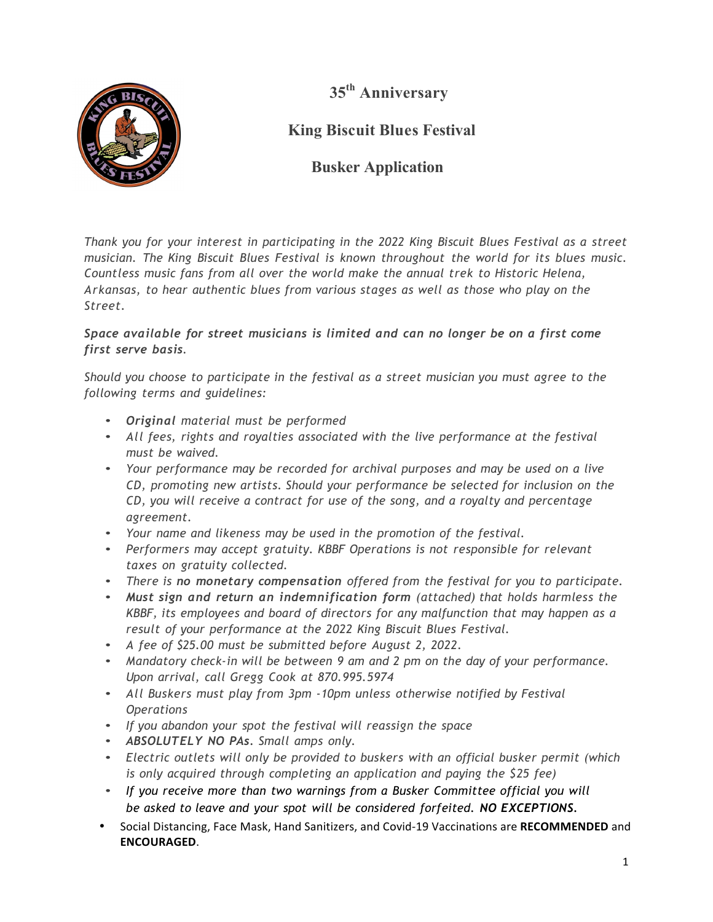# 35th Anniversary

# King Biscuit Blues Festival

# Busker Application

*Thank you for your interest in participating in the 2022 King Biscuit Blues Festival as a street musician. The King Biscuit Blues Festival is known throughout the world for its blues music. Countless music fans from all over the world make the annual trek to Historic Helena, Arkansas, to hear authentic blues from various stages as well as those who play on the Street.*

***Space available for street musicians is limited and can no longer be on a first come first serve basis.***

*Should you choose to participate in the festival as a street musician you must agree to the following terms and guidelines:*

- ***Original** material must be performed*
- *All fees, rights and royalties associated with the live performance at the festival must be waived.*
- *Your performance may be recorded for archival purposes and may be used on a live CD, promoting new artists. Should your performance be selected for inclusion on the CD, you will receive a contract for use of the song, and a royalty and percentage agreement.*
- *Your name and likeness may be used in the promotion of the festival.*
- *Performers may accept gratuity. KBBF Operations is not responsible for relevant taxes on gratuity collected.*
- *There is **no monetary compensation** offered from the festival for you to participate.*
- ***Must sign and return an indemnification form** (attached) that holds harmless the KBBF, its employees and board of directors for any malfunction that may happen as a result of your performance at the 2022 King Biscuit Blues Festival.*
- *A fee of $25.00 must be submitted before August 2, 2022.*
- *Mandatory check-in will be between 9 am and 2 pm on the day of your performance. Upon arrival, call Gregg Cook at 870.995.5974*
- *All Buskers must play from 3pm -10pm unless otherwise notified by Festival Operations*
- *If you abandon your spot the festival will reassign the space*
- ***ABSOLUTELY NO PAs.** Small amps only.*
- *Electric outlets will only be provided to buskers with an official busker permit (which is only acquired through completing an application and paying the $25 fee)*
- *If you receive more than two warnings from a Busker Committee official you will be asked to leave and your spot will be considered forfeited. **NO EXCEPTIONS.***
- Social Distancing, Face Mask, Hand Sanitizers, and Covid-19 Vaccinations are **RECOMMENDED** and **ENCOURAGED**.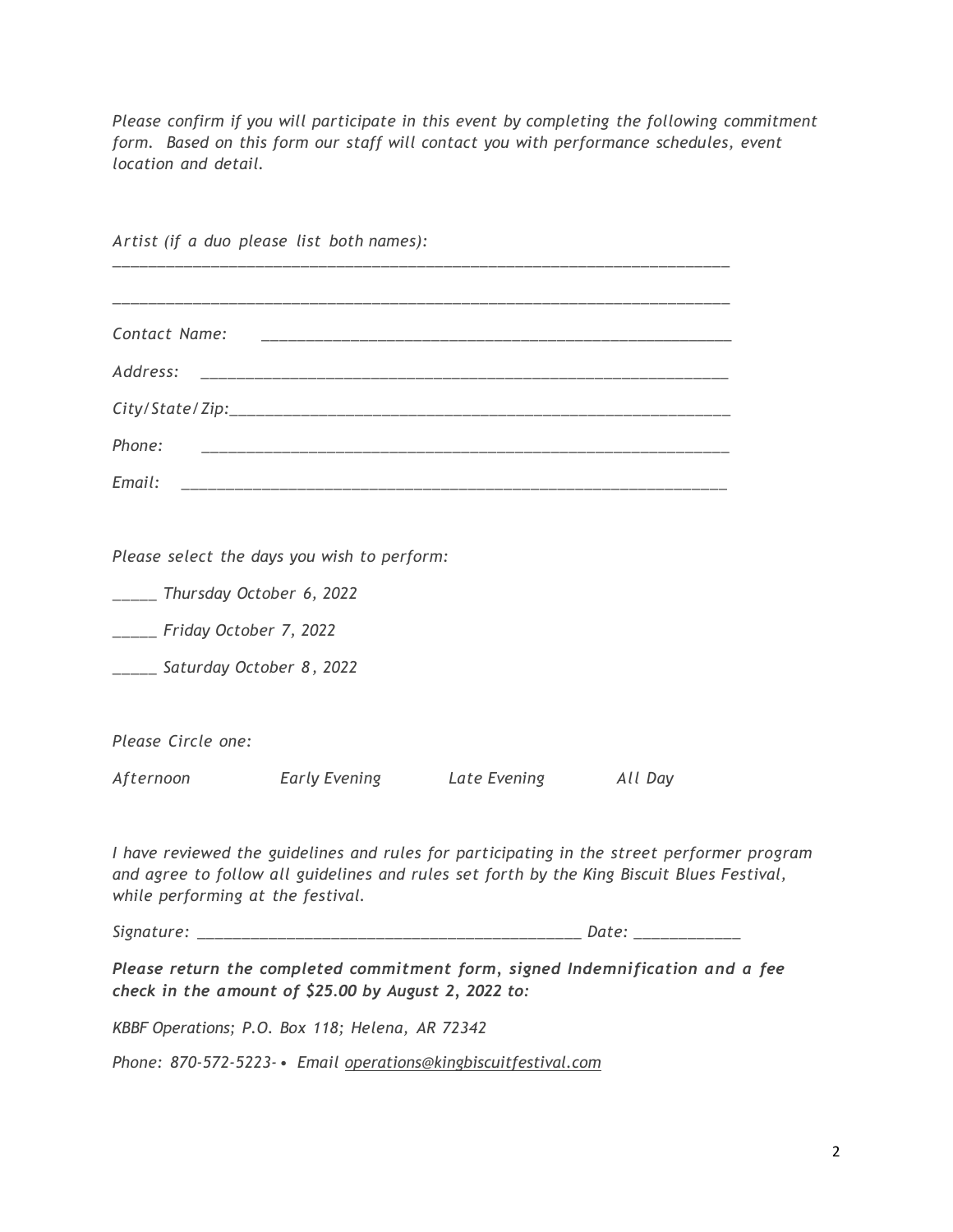*Please confirm if you will participate in this event by completing the following commitment form. Based on this form our staff will contact you with performance schedules, event location and detail.*

*Artist (if a duo please list both names):*
___________________________________________________________________________

___________________________________________________________________________

*Contact Name:* ________________________________________________________

*Address:* _____________________________________________________________

*City/State/Zip:*_________________________________________________________

*Phone:* _______________________________________________________________

*Email:* ________________________________________________________________

*Please select the days you wish to perform:*

_____ *Thursday October 6, 2022*

_____ *Friday October 7, 2022*

_____ *Saturday October 8, 2022*

*Please Circle one:*

*Afternoon* *Early Evening* *Late Evening* *All Day*

*I have reviewed the guidelines and rules for participating in the street performer program and agree to follow all guidelines and rules set forth by the King Biscuit Blues Festival, while performing at the festival.*

*Signature:* _____________________________________________ *Date:* ____________

***Please return the completed commitment form, signed Indemnification and a fee check in the amount of $25.00 by August 2, 2022 to:***

*KBBF Operations; P.O. Box 118; Helena, AR 72342*

*Phone: 870-572-5223-• Email operations@kingbiscuitfestival.com*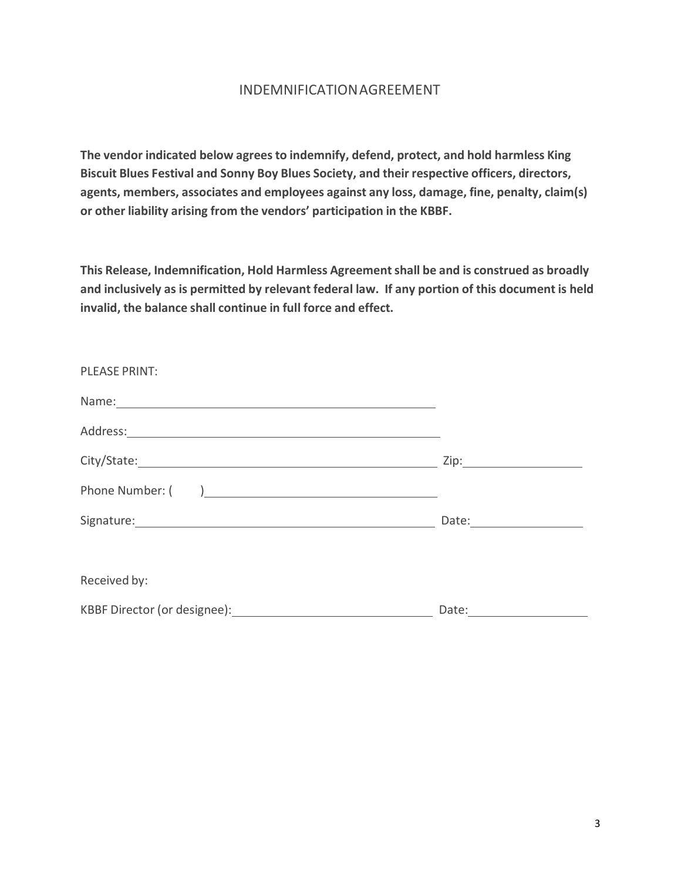# INDEMNIFICATION AGREEMENT

**The vendor indicated below agrees to indemnify, defend, protect, and hold harmless King Biscuit Blues Festival and Sonny Boy Blues Society, and their respective officers, directors, agents, members, associates and employees against any loss, damage, fine, penalty, claim(s) or other liability arising from the vendors' participation in the KBBF.**

**This Release, Indemnification, Hold Harmless Agreement shall be and is construed as broadly and inclusively as is permitted by relevant federal law. If any portion of this document is held invalid, the balance shall continue in full force and effect.**

PLEASE PRINT:

Name: ______________________________________________

Address: ____________________________________________

City/State: __________________________________________ Zip: ________________

Phone Number: ( &nbsp;&nbsp;&nbsp;&nbsp; ) ________________________________

Signature: __________________________________________ Date: ________________

Received by:

KBBF Director (or designee): ____________________________ Date: ________________